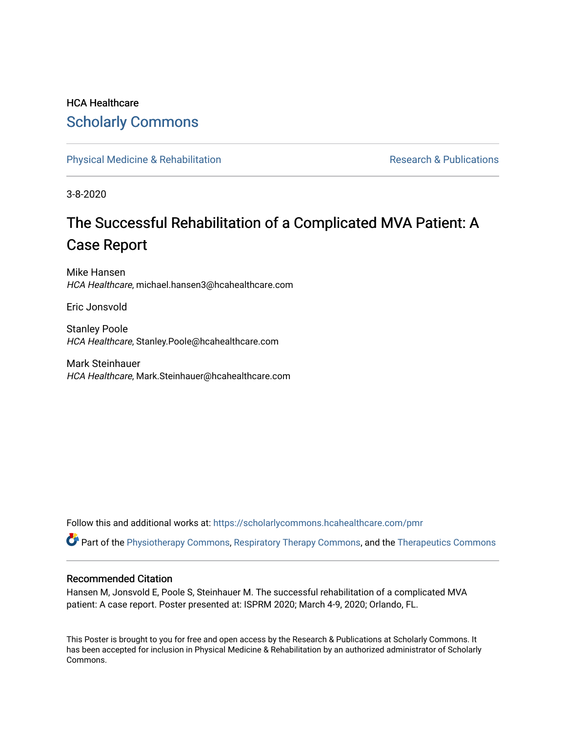HCA Healthcare

# Scholarly Commons

Physical Medicine & Rehabilitation

Research & Publications

3-8-2020

# The Successful Rehabilitation of a Complicated MVA Patient: A Case Report

Mike Hansen
*HCA Healthcare*, michael.hansen3@hcahealthcare.com

Eric Jonsvold

Stanley Poole
*HCA Healthcare*, Stanley.Poole@hcahealthcare.com

Mark Steinhauer
*HCA Healthcare*, Mark.Steinhauer@hcahealthcare.com

Follow this and additional works at: https://scholarlycommons.hcahealthcare.com/pmr

Part of the Physiotherapy Commons, Respiratory Therapy Commons, and the Therapeutics Commons

## Recommended Citation

Hansen M, Jonsvold E, Poole S, Steinhauer M. The successful rehabilitation of a complicated MVA patient: A case report. Poster presented at: ISPRM 2020; March 4-9, 2020; Orlando, FL.

This Poster is brought to you for free and open access by the Research & Publications at Scholarly Commons. It has been accepted for inclusion in Physical Medicine & Rehabilitation by an authorized administrator of Scholarly Commons.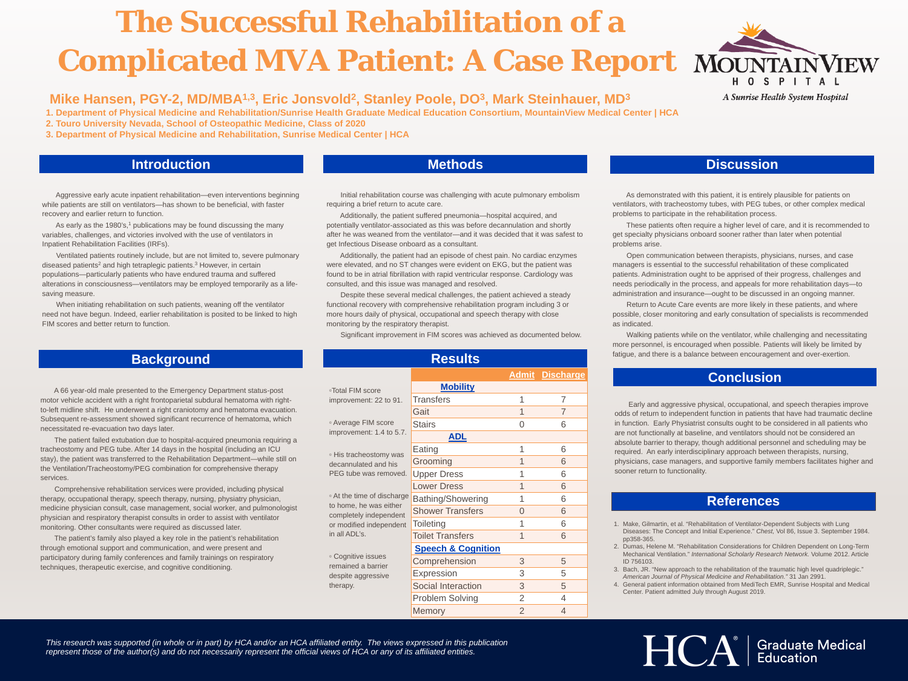# The Successful Rehabilitation of a Complicated MVA Patient: A Case Report

MountainView Hospital — A Sunrise Health System Hospital

**Mike Hansen, PGY-2, MD/MBA[1,3], Eric Jonsvold[2], Stanley Poole, DO[3], Mark Steinhauer, MD[3]**

1. Department of Physical Medicine and Rehabilitation/Sunrise Health Graduate Medical Education Consortium, MountainView Medical Center | HCA
2. Touro University Nevada, School of Osteopathic Medicine, Class of 2020
3. Department of Physical Medicine and Rehabilitation, Sunrise Medical Center | HCA

## Introduction

Aggressive early acute inpatient rehabilitation—even interventions beginning while patients are still on ventilators—has shown to be beneficial, with faster recovery and earlier return to function.

As early as the 1980's,[1] publications may be found discussing the many variables, challenges, and victories involved with the use of ventilators in Inpatient Rehabilitation Facilities (IRFs).

Ventilated patients routinely include, but are not limited to, severe pulmonary diseased patients[2] and high tetraplegic patients.[3] However, in certain populations—particularly patients who have endured trauma and suffered alterations in consciousness—ventilators may be employed temporarily as a life-saving measure.

When initiating rehabilitation on such patients, weaning off the ventilator need not have begun. Indeed, earlier rehabilitation is posited to be linked to high FIM scores and better return to function.

## Background

A 66 year-old male presented to the Emergency Department status-post motor vehicle accident with a right frontoparietal subdural hematoma with right-to-left midline shift. He underwent a right craniotomy and hematoma evacuation. Subsequent re-assessment showed significant recurrence of hematoma, which necessitated re-evacuation two days later.

The patient failed extubation due to hospital-acquired pneumonia requiring a tracheostomy and PEG tube. After 14 days in the hospital (including an ICU stay), the patient was transferred to the Rehabilitation Department—while still on the Ventilation/Tracheostomy/PEG combination for comprehensive therapy services.

Comprehensive rehabilitation services were provided, including physical therapy, occupational therapy, speech therapy, nursing, physiatry physician, medicine physician consult, case management, social worker, and pulmonologist physician and respiratory therapist consults in order to assist with ventilator monitoring. Other consultants were required as discussed later.

The patient's family also played a key role in the patient's rehabilitation through emotional support and communication, and were present and participatory during family conferences and family trainings on respiratory techniques, therapeutic exercise, and cognitive conditioning.

## Methods

Initial rehabilitation course was challenging with acute pulmonary embolism requiring a brief return to acute care.

Additionally, the patient suffered pneumonia—hospital acquired, and potentially ventilator-associated as this was before decannulation and shortly after he was weaned from the ventilator—and it was decided that it was safest to get Infectious Disease onboard as a consultant.

Additionally, the patient had an episode of chest pain. No cardiac enzymes were elevated, and no ST changes were evident on EKG, but the patient was found to be in atrial fibrillation with rapid ventricular response. Cardiology was consulted, and this issue was managed and resolved.

Despite these several medical challenges, the patient achieved a steady functional recovery with comprehensive rehabilitation program including 3 or more hours daily of physical, occupational and speech therapy with close monitoring by the respiratory therapist.

Significant improvement in FIM scores was achieved as documented below.

## Results

- Total FIM score improvement: 22 to 91.
- Average FIM score improvement: 1.4 to 5.7.
- His tracheostomy was decannulated and his PEG tube was removed.
- At the time of discharge to home, he was either completely independent or modified independent in all ADL's.
- Cognitive issues remained a barrier despite aggressive therapy.

| | Admit | Discharge |
|---|---|---|
| **Mobility** | | |
| Transfers | 1 | 7 |
| Gait | 1 | 7 |
| Stairs | 0 | 6 |
| **ADL** | | |
| Eating | 1 | 6 |
| Grooming | 1 | 6 |
| Upper Dress | 1 | 6 |
| Lower Dress | 1 | 6 |
| Bathing/Showering | 1 | 6 |
| Shower Transfers | 0 | 6 |
| Toileting | 1 | 6 |
| Toilet Transfers | 1 | 6 |
| **Speech & Cognition** | | |
| Comprehension | 3 | 5 |
| Expression | 3 | 5 |
| Social Interaction | 3 | 5 |
| Problem Solving | 2 | 4 |
| Memory | 2 | 4 |

## Discussion

As demonstrated with this patient, it is entirely plausible for patients on ventilators, with tracheostomy tubes, with PEG tubes, or other complex medical problems to participate in the rehabilitation process.

These patients often require a higher level of care, and it is recommended to get specialty physicians onboard sooner rather than later when potential problems arise.

Open communication between therapists, physicians, nurses, and case managers is essential to the successful rehabilitation of these complicated patients. Administration ought to be apprised of their progress, challenges and needs periodically in the process, and appeals for more rehabilitation days—to administration and insurance—ought to be discussed in an ongoing manner.

Return to Acute Care events are more likely in these patients, and where possible, closer monitoring and early consultation of specialists is recommended as indicated.

Walking patients while on the ventilator, while challenging and necessitating more personnel, is encouraged when possible. Patients will likely be limited by fatigue, and there is a balance between encouragement and over-exertion.

## Conclusion

Early and aggressive physical, occupational, and speech therapies improve odds of return to independent function in patients that have had traumatic decline in function. Early Physiatrist consults ought to be considered in all patients who are not functionally at baseline, and ventilators should not be considered an absolute barrier to therapy, though additional personnel and scheduling may be required. An early interdisciplinary approach between therapists, nursing, physicians, case managers, and supportive family members facilitates higher and sooner return to functionality.

## References

1. Make, Gilmartin, et al. "Rehabilitation of Ventilator-Dependent Subjects with Lung Diseases: The Concept and Initial Experience." *Chest*, Vol 86, Issue 3. September 1984. pp358-365.
2. Dumas, Helene M. "Rehabilitation Considerations for Children Dependent on Long-Term Mechanical Ventilation." *International Scholarly Research Network.* Volume 2012. Article ID 756103.
3. Bach, JR. "New approach to the rehabilitation of the traumatic high level quadriplegic." *American Journal of Physical Medicine and Rehabilitation."* 31 Jan 2991.
4. General patient information obtained from MediTech EMR, Sunrise Hospital and Medical Center. Patient admitted July through August 2019.

*This research was supported (in whole or in part) by HCA and/or an HCA affiliated entity. The views expressed in this publication represent those of the author(s) and do not necessarily represent the official views of HCA or any of its affiliated entities.*

HCA® | Graduate Medical Education